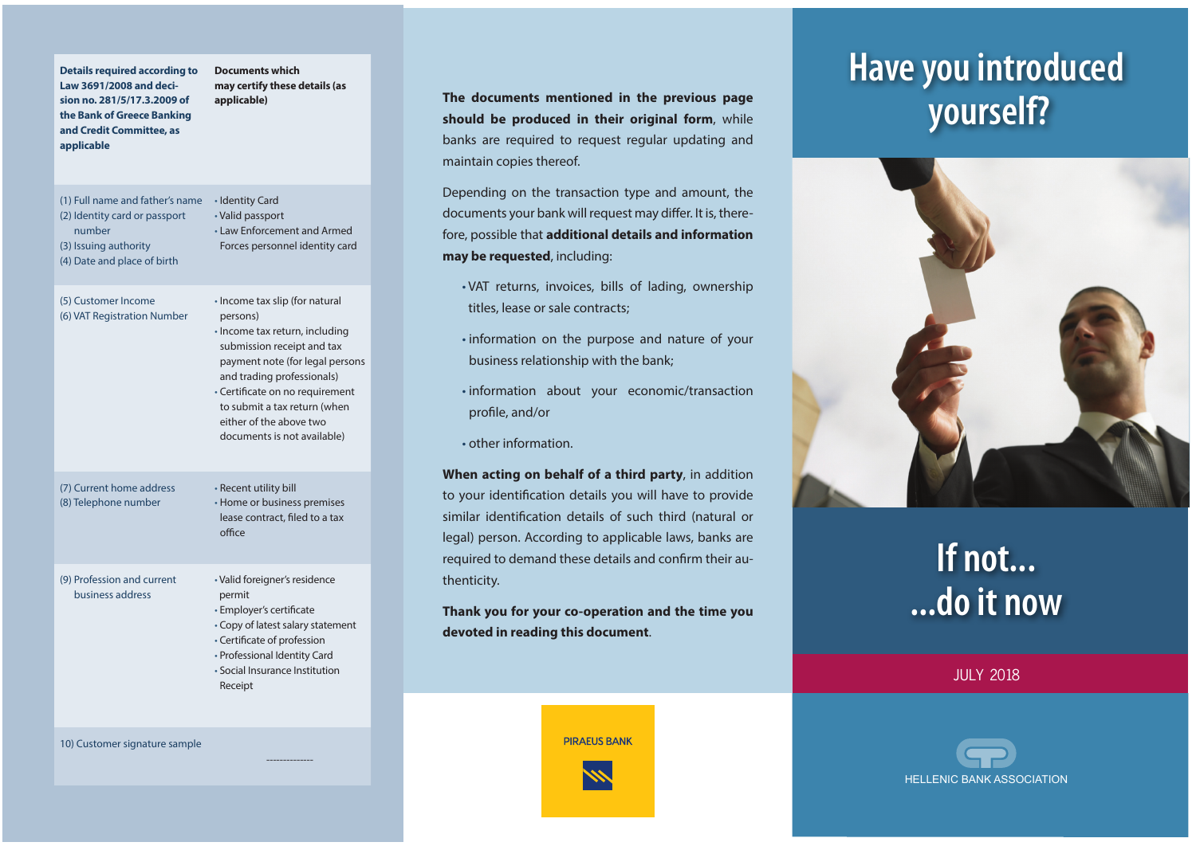| Details required according to Law 3691/2008 and decision no. 281/5/17.3.2009 of the Bank of Greece Banking and Credit Committee, as applicable | Documents which may certify these details (as applicable) |
| --- | --- |
| (1) Full name and father's name<br>(2) Identity card or passport number<br>(3) Issuing authority<br>(4) Date and place of birth | • Identity Card<br>• Valid passport<br>• Law Enforcement and Armed Forces personnel identity card |
| (5) Customer Income<br>(6) VAT Registration Number | • Income tax slip (for natural persons)<br>• Income tax return, including submission receipt and tax payment note (for legal persons and trading professionals)<br>• Certificate on no requirement to submit a tax return (when either of the above two documents is not available) |
| (7) Current home address<br>(8) Telephone number | • Recent utility bill<br>• Home or business premises lease contract, filed to a tax office |
| (9) Profession and current business address | • Valid foreigner's residence permit<br>• Employer's certificate<br>• Copy of latest salary statement<br>• Certificate of profession<br>• Professional Identity Card<br>• Social Insurance Institution Receipt |
| 10) Customer signature sample | -------------- |

**The documents mentioned in the previous page should be produced in their original form**, while banks are required to request regular updating and maintain copies thereof.

Depending on the transaction type and amount, the documents your bank will request may differ. It is, therefore, possible that **additional details and information may be requested**, including:

- VAT returns, invoices, bills of lading, ownership titles, lease or sale contracts;
- information on the purpose and nature of your business relationship with the bank;
- information about your economic/transaction profile, and/or
- other information.

**When acting on behalf of a third party**, in addition to your identification details you will have to provide similar identification details of such third (natural or legal) person. According to applicable laws, banks are required to demand these details and confirm their authenticity.

**Thank you for your co-operation and the time you devoted in reading this document**.

PIRAEUS BANK

# Have you introduced yourself?

# If not... ...do it now

JULY 2018

HELLENIC BANK ASSOCIATION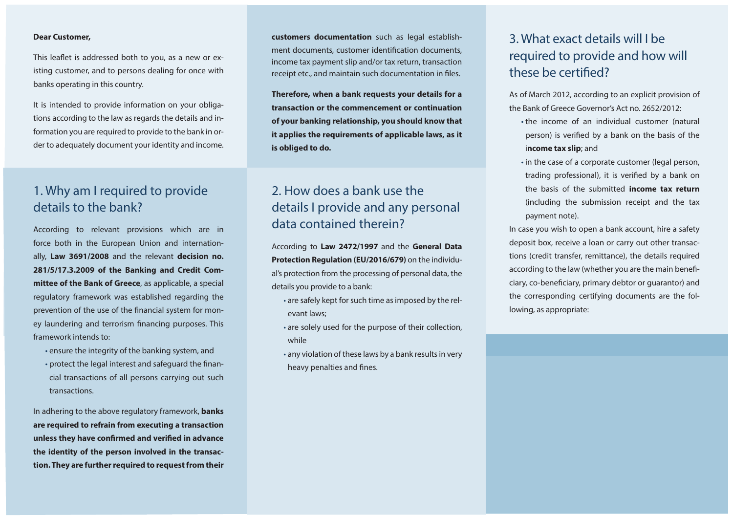**Dear Customer,**

This leaflet is addressed both to you, as a new or existing customer, and to persons dealing for once with banks operating in this country.

It is intended to provide information on your obligations according to the law as regards the details and information you are required to provide to the bank in order to adequately document your identity and income.

## 1. Why am I required to provide details to the bank?

According to relevant provisions which are in force both in the European Union and internationally, **Law 3691/2008** and the relevant **decision no. 281/5/17.3.2009 of the Banking and Credit Committee of the Bank of Greece**, as applicable, a special regulatory framework was established regarding the prevention of the use of the financial system for money laundering and terrorism financing purposes. This framework intends to:

- ensure the integrity of the banking system, and
- protect the legal interest and safeguard the financial transactions of all persons carrying out such transactions.

In adhering to the above regulatory framework, **banks are required to refrain from executing a transaction unless they have confirmed and verified in advance the identity of the person involved in the transaction. They are further required to request from their customers documentation** such as legal establishment documents, customer identification documents, income tax payment slip and/or tax return, transaction receipt etc., and maintain such documentation in files.

**Therefore, when a bank requests your details for a transaction or the commencement or continuation of your banking relationship, you should know that it applies the requirements of applicable laws, as it is obliged to do.**

## 2. How does a bank use the details I provide and any personal data contained therein?

According to **Law 2472/1997** and the **General Data Protection Regulation (EU/2016/679)** on the individual's protection from the processing of personal data, the details you provide to a bank:

- are safely kept for such time as imposed by the relevant laws;
- are solely used for the purpose of their collection, while
- any violation of these laws by a bank results in very heavy penalties and fines.

## 3. What exact details will I be required to provide and how will these be certified?

As of March 2012, according to an explicit provision of the Bank of Greece Governor's Act no. 2652/2012:

- the income of an individual customer (natural person) is verified by a bank on the basis of the **income tax slip**; and
- in the case of a corporate customer (legal person, trading professional), it is verified by a bank on the basis of the submitted **income tax return** (including the submission receipt and the tax payment note).

In case you wish to open a bank account, hire a safety deposit box, receive a loan or carry out other transactions (credit transfer, remittance), the details required according to the law (whether you are the main beneficiary, co-beneficiary, primary debtor or guarantor) and the corresponding certifying documents are the following, as appropriate: